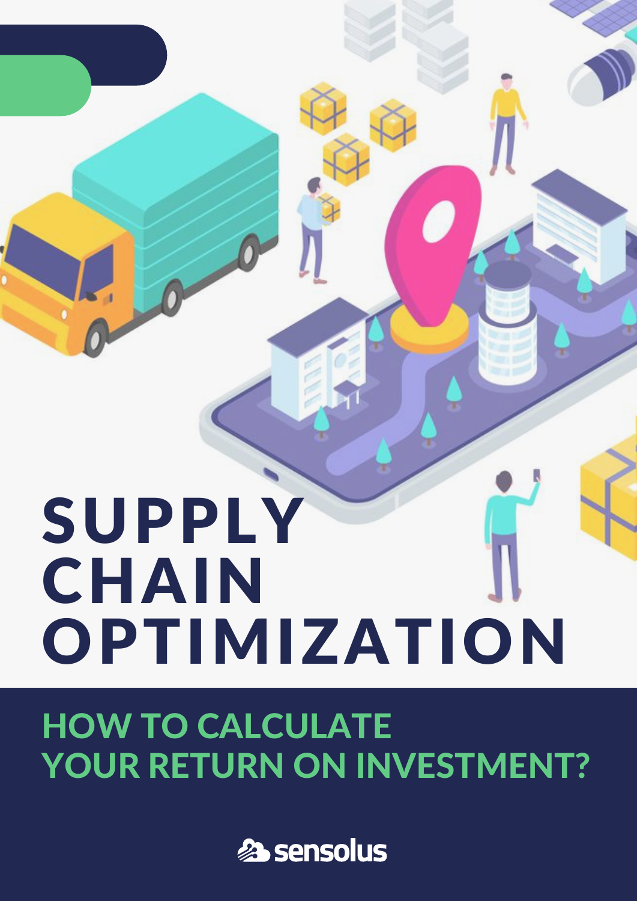# SUPPLY CHAIN OPTIMIZATION

## HOW TO CALCULATE YOUR RETURN ON INVESTMENT?

sensolus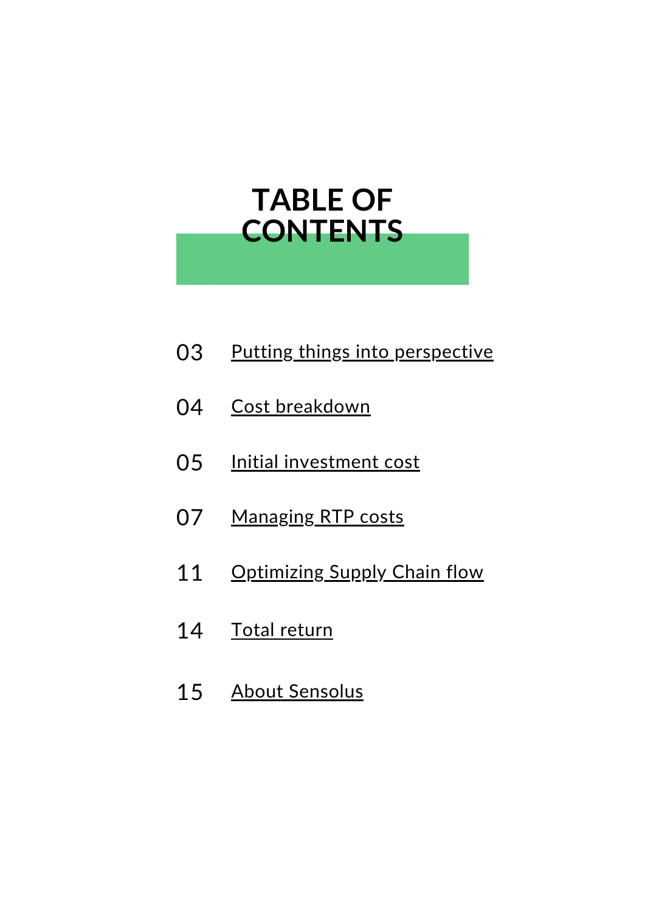# TABLE OF CONTENTS

03 Putting things into perspective

04 Cost breakdown

05 Initial investment cost

07 Managing RTP costs

11 Optimizing Supply Chain flow

14 Total return

15 About Sensolus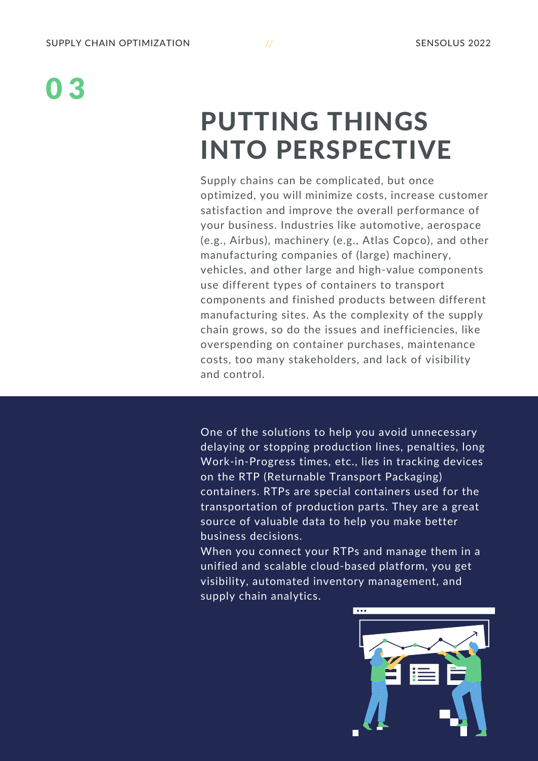# 03

## PUTTING THINGS INTO PERSPECTIVE

Supply chains can be complicated, but once optimized, you will minimize costs, increase customer satisfaction and improve the overall performance of your business. Industries like automotive, aerospace (e.g., Airbus), machinery (e.g., Atlas Copco), and other manufacturing companies of (large) machinery, vehicles, and other large and high-value components use different types of containers to transport components and finished products between different manufacturing sites. As the complexity of the supply chain grows, so do the issues and inefficiencies, like overspending on container purchases, maintenance costs, too many stakeholders, and lack of visibility and control.

One of the solutions to help you avoid unnecessary delaying or stopping production lines, penalties, long Work-in-Progress times, etc., lies in tracking devices on the RTP (Returnable Transport Packaging) containers. RTPs are special containers used for the transportation of production parts. They are a great source of valuable data to help you make better business decisions.

When you connect your RTPs and manage them in a unified and scalable cloud-based platform, you get visibility, automated inventory management, and supply chain analytics.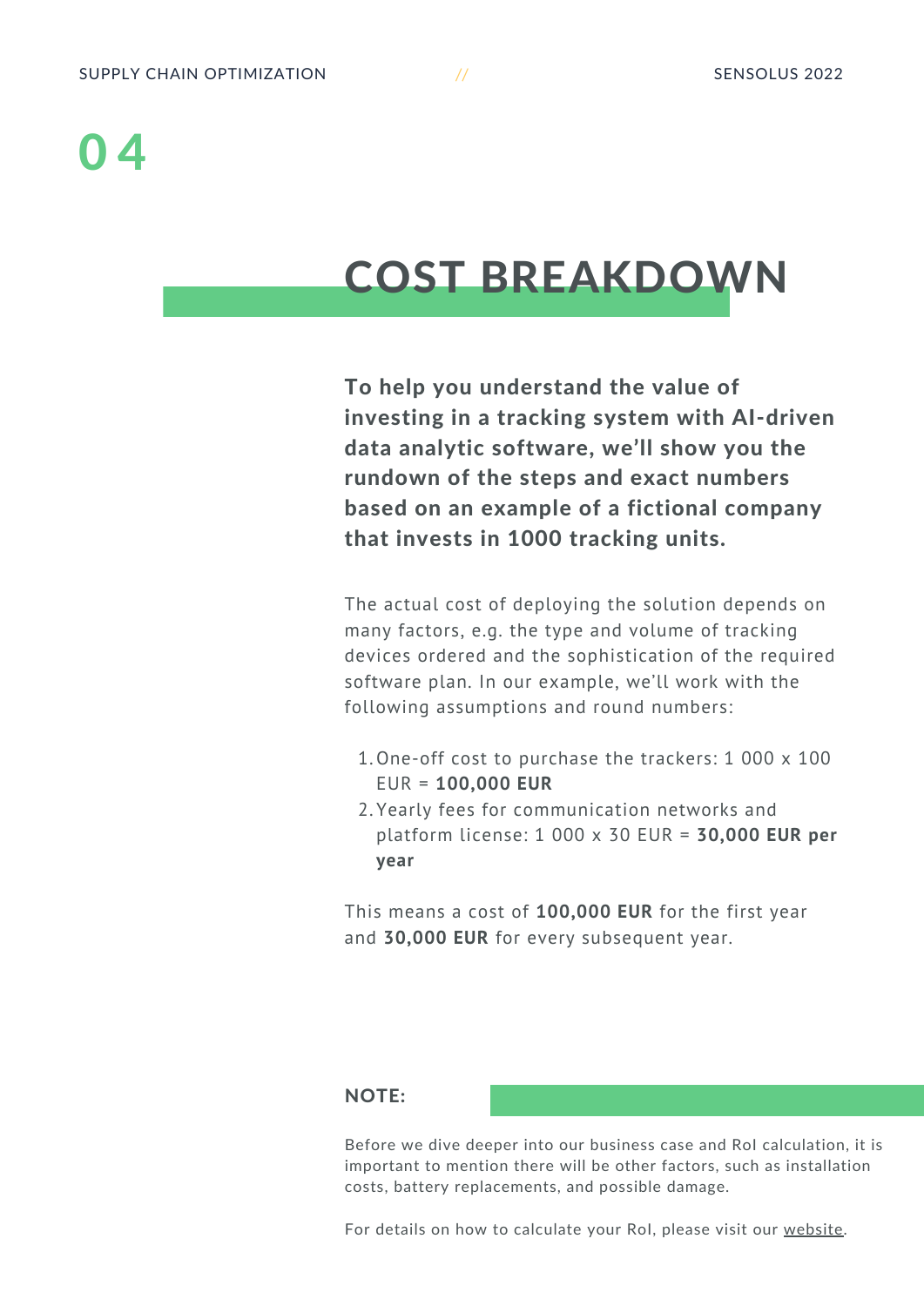# 04

## COST BREAKDOWN

**To help you understand the value of investing in a tracking system with AI-driven data analytic software, we'll show you the rundown of the steps and exact numbers based on an example of a fictional company that invests in 1000 tracking units.**

The actual cost of deploying the solution depends on many factors, e.g. the type and volume of tracking devices ordered and the sophistication of the required software plan. In our example, we'll work with the following assumptions and round numbers:

1. One-off cost to purchase the trackers: 1 000 x 100 EUR = **100,000 EUR**
2. Yearly fees for communication networks and platform license: 1 000 x 30 EUR = **30,000 EUR per year**

This means a cost of **100,000 EUR** for the first year and **30,000 EUR** for every subsequent year.

### NOTE:

Before we dive deeper into our business case and RoI calculation, it is important to mention there will be other factors, such as installation costs, battery replacements, and possible damage.

For details on how to calculate your RoI, please visit our website.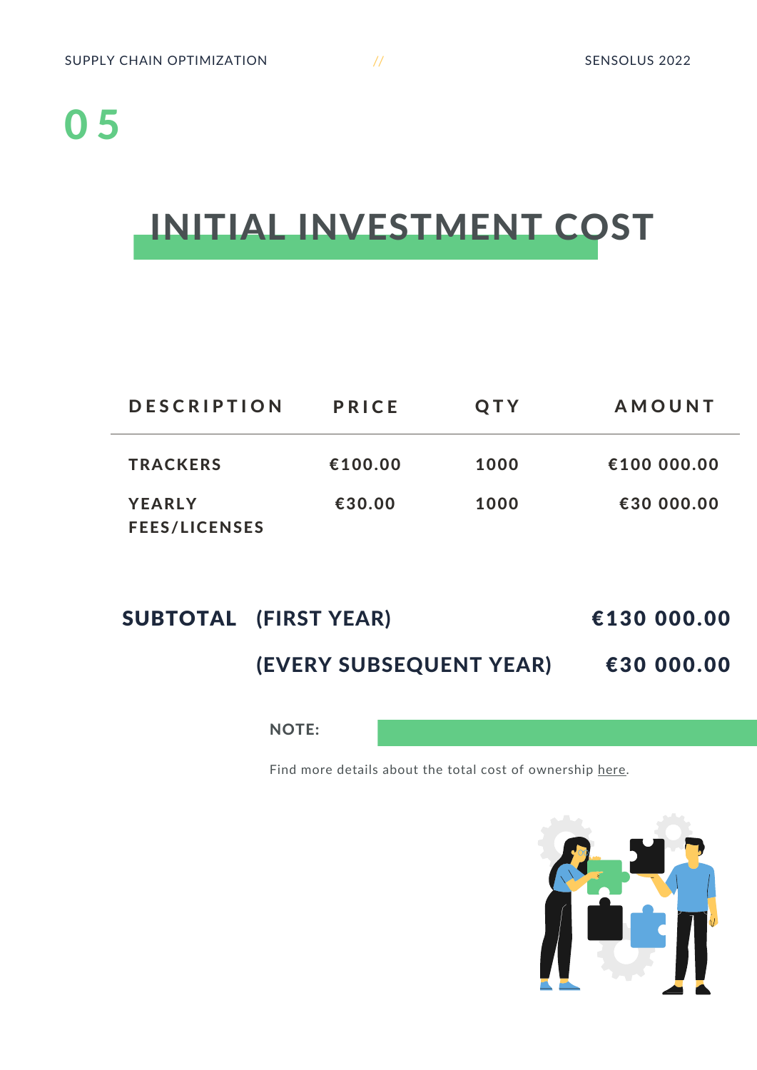# 05

## INITIAL INVESTMENT COST

| DESCRIPTION | PRICE | QTY | AMOUNT |
| --- | --- | --- | --- |
| TRACKERS | €100.00 | 1000 | €100 000.00 |
| YEARLY FEES/LICENSES | €30.00 | 1000 | €30 000.00 |

**SUBTOTAL (FIRST YEAR)** **€130 000.00**

**(EVERY SUBSEQUENT YEAR)** **€30 000.00**

**NOTE:**

Find more details about the total cost of ownership here.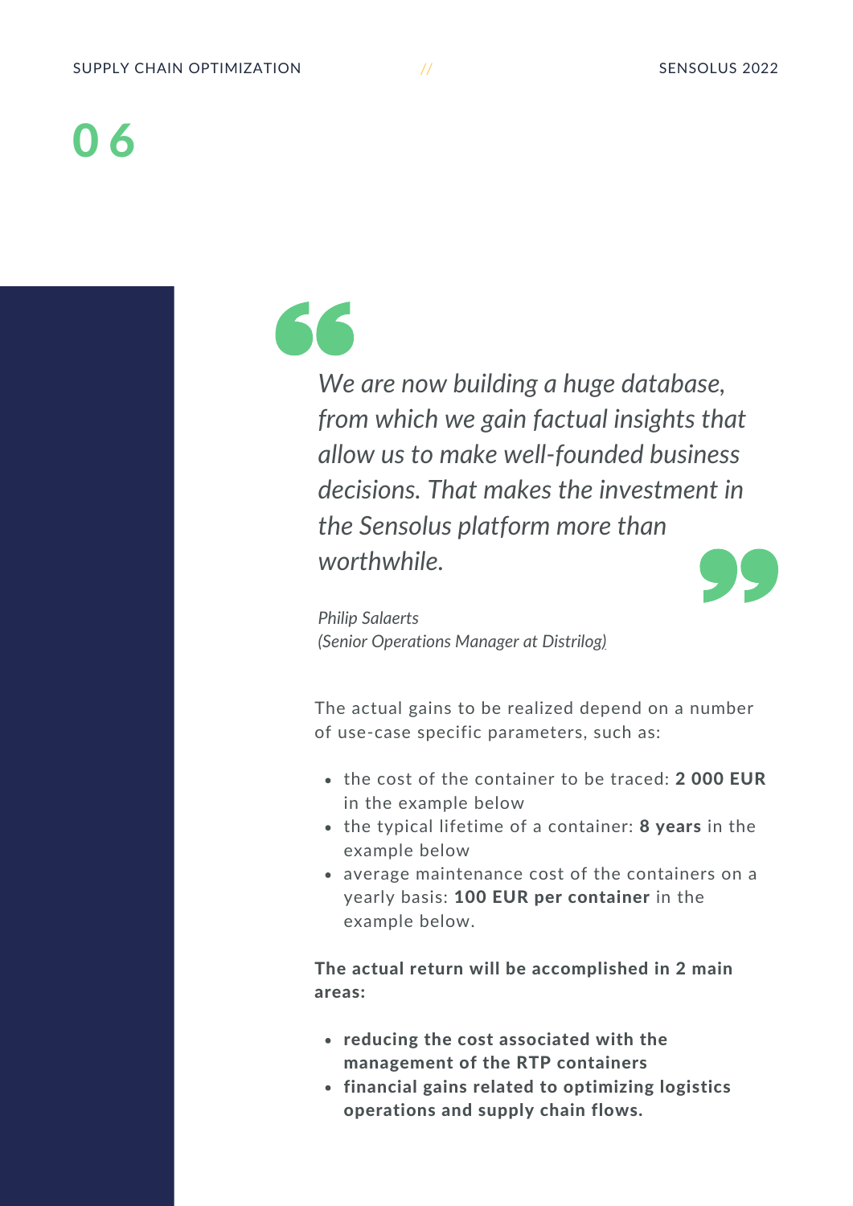# 06

> *We are now building a huge database, from which we gain factual insights that allow us to make well-founded business decisions. That makes the investment in the Sensolus platform more than worthwhile.*
>
> *Philip Salaerts*
> *(Senior Operations Manager at Distrilog)*

The actual gains to be realized depend on a number of use-case specific parameters, such as:

- the cost of the container to be traced: **2 000 EUR** in the example below
- the typical lifetime of a container: **8 years** in the example below
- average maintenance cost of the containers on a yearly basis: **100 EUR per container** in the example below.

**The actual return will be accomplished in 2 main areas:**

- **reducing the cost associated with the management of the RTP containers**
- **financial gains related to optimizing logistics operations and supply chain flows.**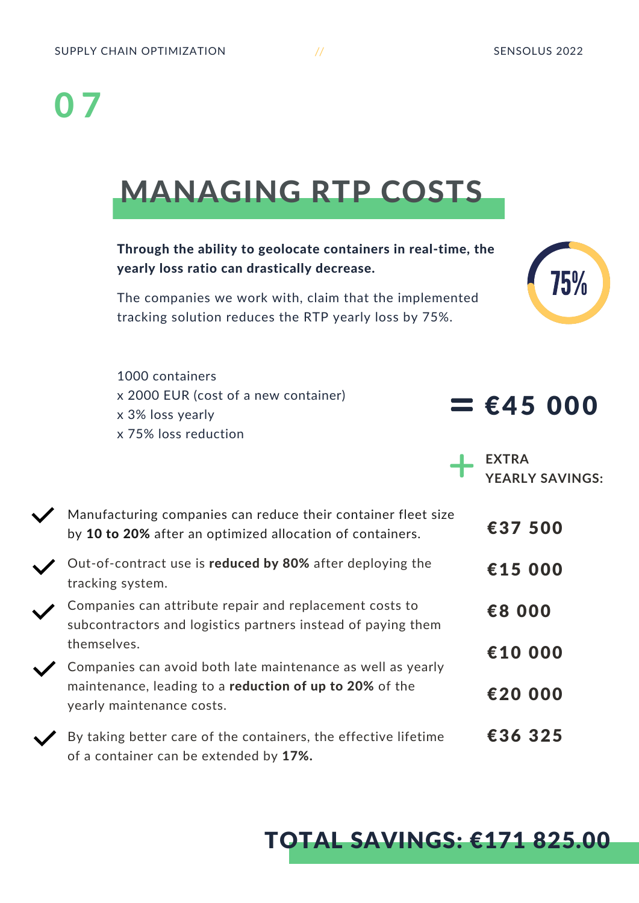# 07

## MANAGING RTP COSTS

**Through the ability to geolocate containers in real-time, the yearly loss ratio can drastically decrease.**

The companies we work with, claim that the implemented tracking solution reduces the RTP yearly loss by 75%.

75%

1000 containers
x 2000 EUR (cost of a new container)
x 3% loss yearly
x 75% loss reduction

**= €45 000**

**+ EXTRA YEARLY SAVINGS:**

| | |
|---|---|
| ✓ Manufacturing companies can reduce their container fleet size by **10 to 20%** after an optimized allocation of containers. | **€37 500** |
| ✓ Out-of-contract use is **reduced by 80%** after deploying the tracking system. | **€15 000** |
| ✓ Companies can attribute repair and replacement costs to subcontractors and logistics partners instead of paying them themselves. | **€8 000** |
| | **€10 000** |
| ✓ Companies can avoid both late maintenance as well as yearly maintenance, leading to a **reduction of up to 20%** of the yearly maintenance costs. | **€20 000** |
| ✓ By taking better care of the containers, the effective lifetime of a container can be extended by **17%.** | **€36 325** |

## TOTAL SAVINGS: €171 825.00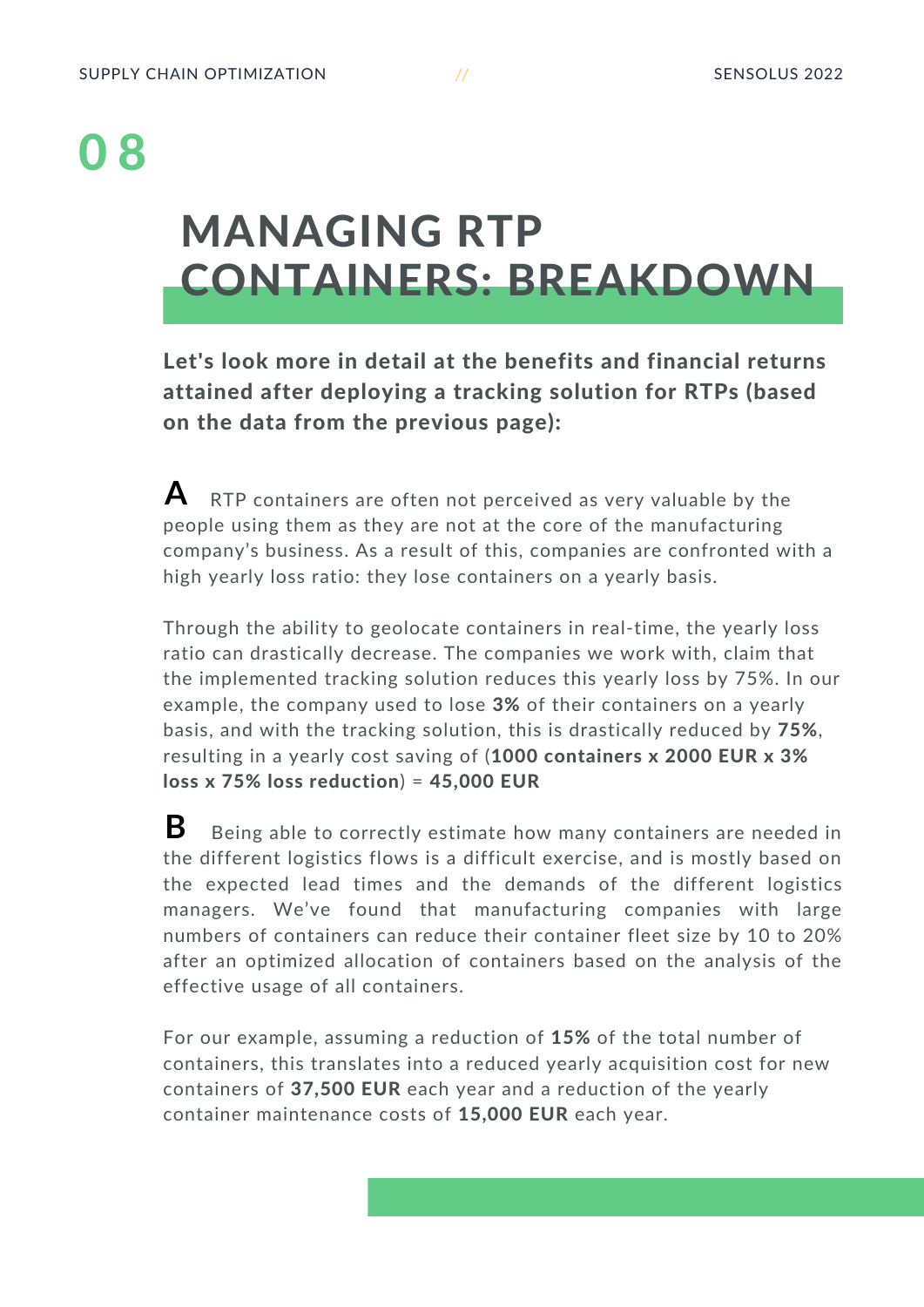# 08

## MANAGING RTP CONTAINERS: BREAKDOWN

**Let's look more in detail at the benefits and financial returns attained after deploying a tracking solution for RTPs (based on the data from the previous page):**

**A** RTP containers are often not perceived as very valuable by the people using them as they are not at the core of the manufacturing company's business. As a result of this, companies are confronted with a high yearly loss ratio: they lose containers on a yearly basis.

Through the ability to geolocate containers in real-time, the yearly loss ratio can drastically decrease. The companies we work with, claim that the implemented tracking solution reduces this yearly loss by 75%. In our example, the company used to lose **3%** of their containers on a yearly basis, and with the tracking solution, this is drastically reduced by **75%**, resulting in a yearly cost saving of (**1000 containers x 2000 EUR x 3% loss x 75% loss reduction**) = **45,000 EUR**

**B** Being able to correctly estimate how many containers are needed in the different logistics flows is a difficult exercise, and is mostly based on the expected lead times and the demands of the different logistics managers. We've found that manufacturing companies with large numbers of containers can reduce their container fleet size by 10 to 20% after an optimized allocation of containers based on the analysis of the effective usage of all containers.

For our example, assuming a reduction of **15%** of the total number of containers, this translates into a reduced yearly acquisition cost for new containers of **37,500 EUR** each year and a reduction of the yearly container maintenance costs of **15,000 EUR** each year.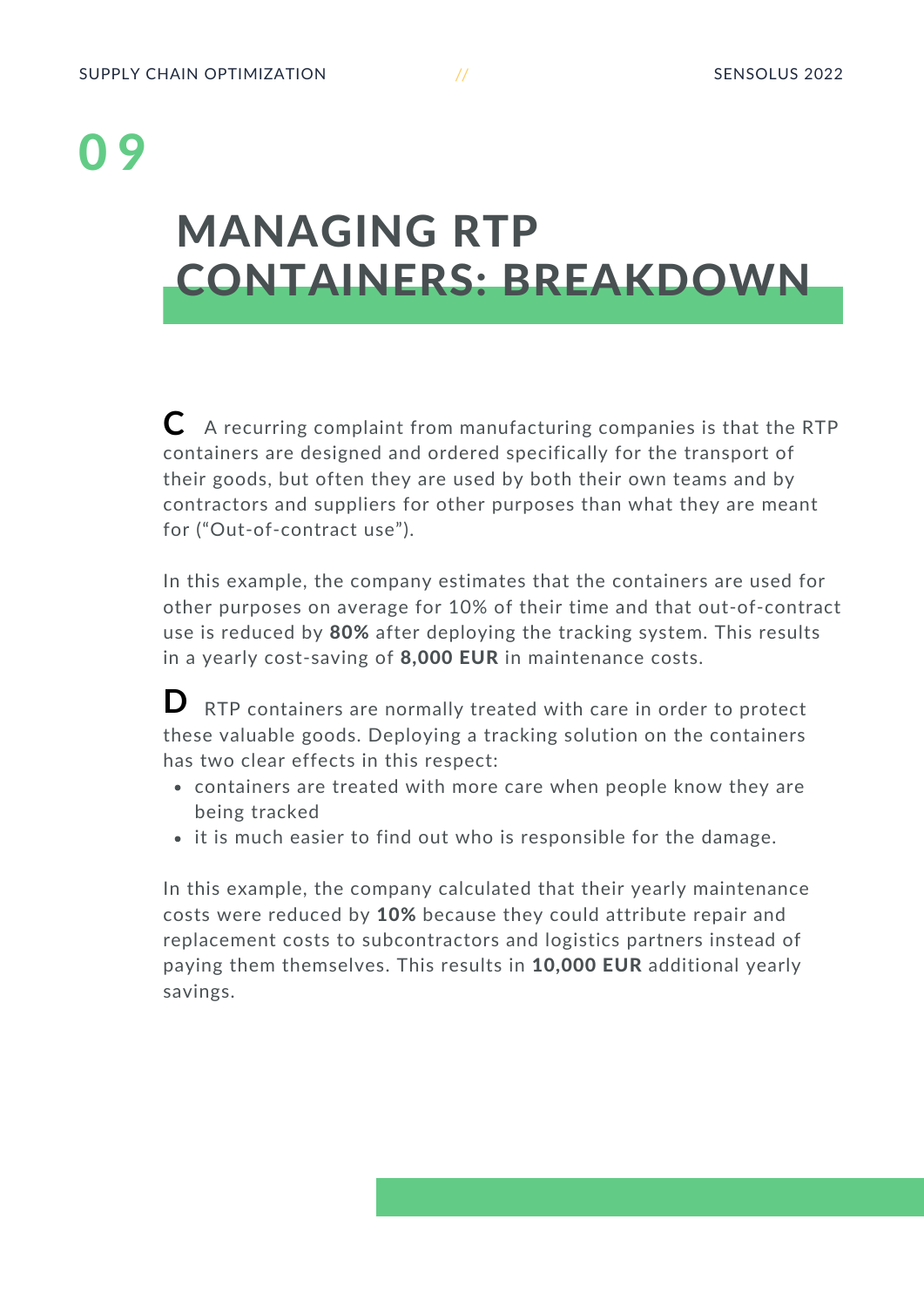# 09

## MANAGING RTP CONTAINERS: BREAKDOWN

**C** A recurring complaint from manufacturing companies is that the RTP containers are designed and ordered specifically for the transport of their goods, but often they are used by both their own teams and by contractors and suppliers for other purposes than what they are meant for ("Out-of-contract use").

In this example, the company estimates that the containers are used for other purposes on average for 10% of their time and that out-of-contract use is reduced by **80%** after deploying the tracking system. This results in a yearly cost-saving of **8,000 EUR** in maintenance costs.

**D** RTP containers are normally treated with care in order to protect these valuable goods. Deploying a tracking solution on the containers has two clear effects in this respect:

- containers are treated with more care when people know they are being tracked
- it is much easier to find out who is responsible for the damage.

In this example, the company calculated that their yearly maintenance costs were reduced by **10%** because they could attribute repair and replacement costs to subcontractors and logistics partners instead of paying them themselves. This results in **10,000 EUR** additional yearly savings.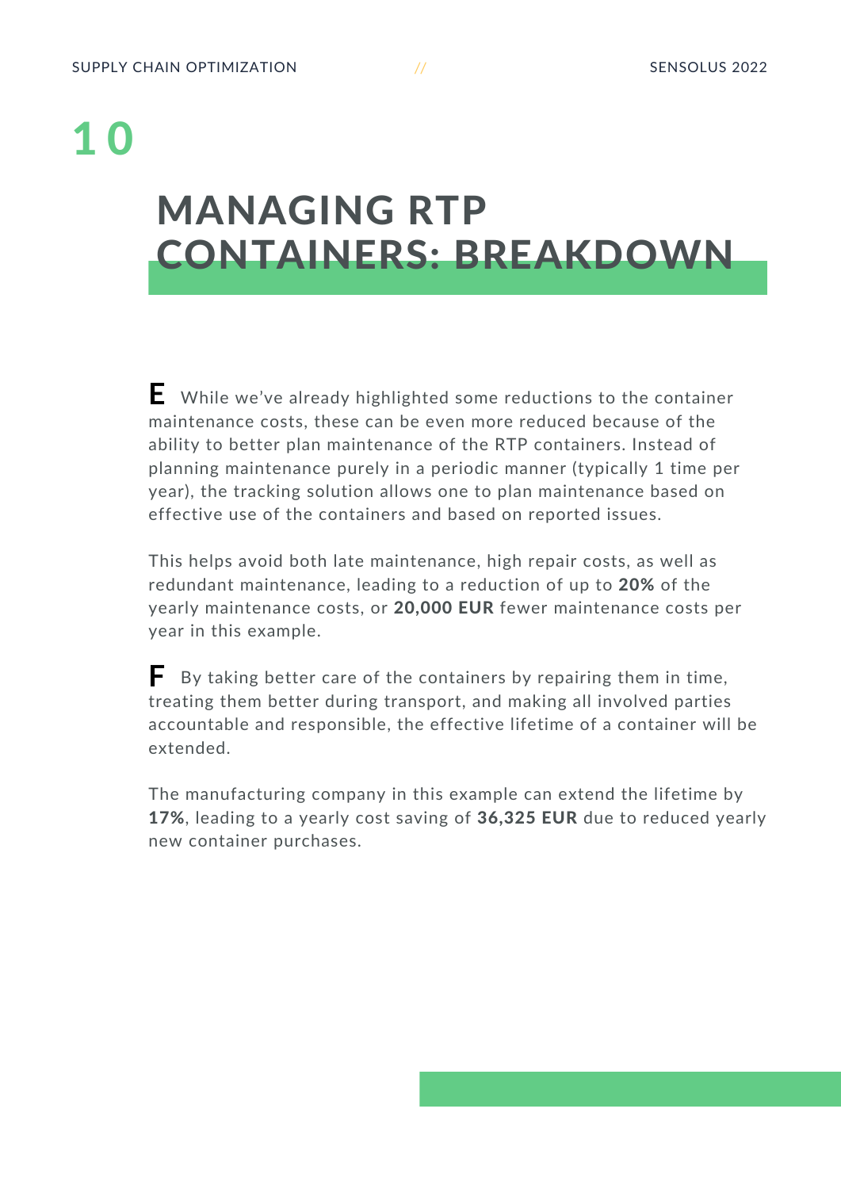# 10

## MANAGING RTP CONTAINERS: BREAKDOWN

**E** While we've already highlighted some reductions to the container maintenance costs, these can be even more reduced because of the ability to better plan maintenance of the RTP containers. Instead of planning maintenance purely in a periodic manner (typically 1 time per year), the tracking solution allows one to plan maintenance based on effective use of the containers and based on reported issues.

This helps avoid both late maintenance, high repair costs, as well as redundant maintenance, leading to a reduction of up to **20%** of the yearly maintenance costs, or **20,000 EUR** fewer maintenance costs per year in this example.

**F** By taking better care of the containers by repairing them in time, treating them better during transport, and making all involved parties accountable and responsible, the effective lifetime of a container will be extended.

The manufacturing company in this example can extend the lifetime by **17%**, leading to a yearly cost saving of **36,325 EUR** due to reduced yearly new container purchases.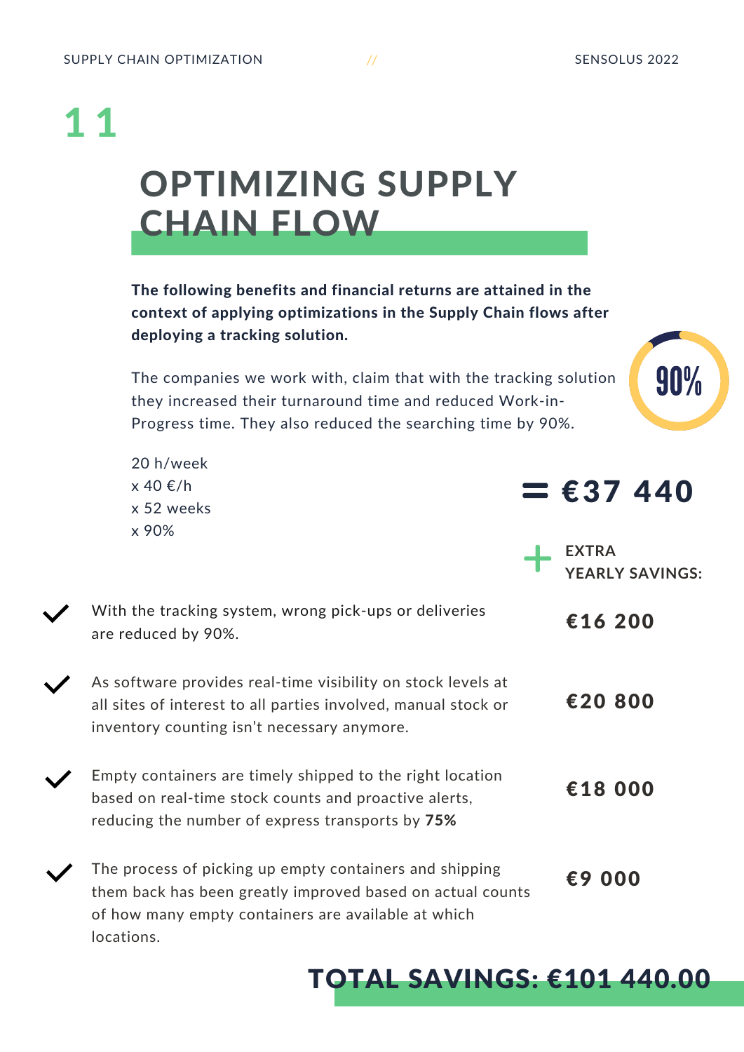# 11

## OPTIMIZING SUPPLY CHAIN FLOW

**The following benefits and financial returns are attained in the context of applying optimizations in the Supply Chain flows after deploying a tracking solution.**

The companies we work with, claim that with the tracking solution they increased their turnaround time and reduced Work-in-Progress time. They also reduced the searching time by 90%.

90%

20 h/week
x 40 €/h
x 52 weeks
x 90%

**= €37 440**

**+ EXTRA YEARLY SAVINGS:**

- With the tracking system, wrong pick-ups or deliveries are reduced by 90%. — **€16 200**
- As software provides real-time visibility on stock levels at all sites of interest to all parties involved, manual stock or inventory counting isn't necessary anymore. — **€20 800**
- Empty containers are timely shipped to the right location based on real-time stock counts and proactive alerts, reducing the number of express transports by **75%** — **€18 000**
- The process of picking up empty containers and shipping them back has been greatly improved based on actual counts of how many empty containers are available at which locations. — **€9 000**

**TOTAL SAVINGS: €101 440.00**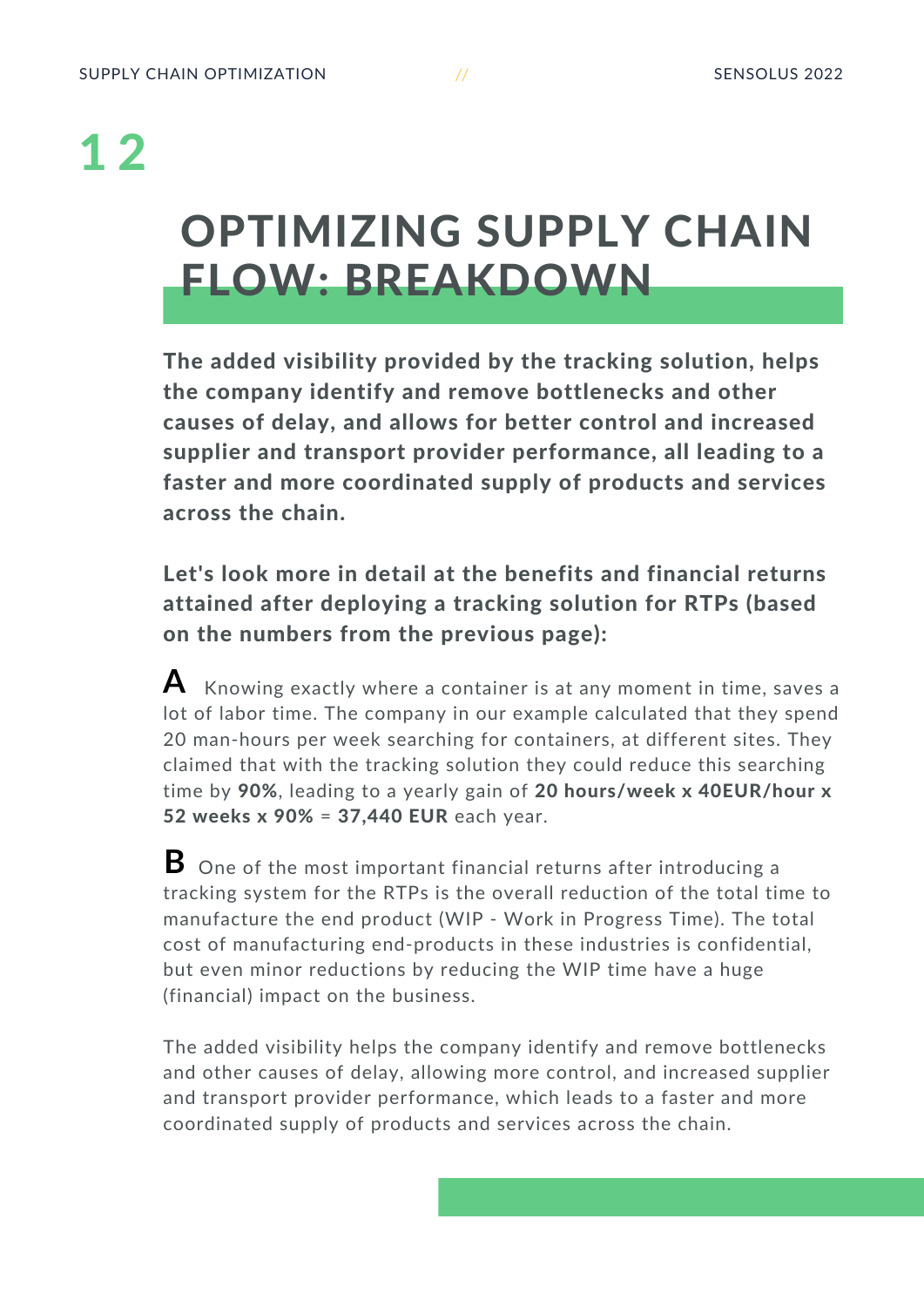# 12

## OPTIMIZING SUPPLY CHAIN FLOW: BREAKDOWN

**The added visibility provided by the tracking solution, helps the company identify and remove bottlenecks and other causes of delay, and allows for better control and increased supplier and transport provider performance, all leading to a faster and more coordinated supply of products and services across the chain.**

**Let's look more in detail at the benefits and financial returns attained after deploying a tracking solution for RTPs (based on the numbers from the previous page):**

**A** Knowing exactly where a container is at any moment in time, saves a lot of labor time. The company in our example calculated that they spend 20 man-hours per week searching for containers, at different sites. They claimed that with the tracking solution they could reduce this searching time by **90%**, leading to a yearly gain of **20 hours/week x 40EUR/hour x 52 weeks x 90%** = **37,440 EUR** each year.

**B** One of the most important financial returns after introducing a tracking system for the RTPs is the overall reduction of the total time to manufacture the end product (WIP - Work in Progress Time). The total cost of manufacturing end-products in these industries is confidential, but even minor reductions by reducing the WIP time have a huge (financial) impact on the business.

The added visibility helps the company identify and remove bottlenecks and other causes of delay, allowing more control, and increased supplier and transport provider performance, which leads to a faster and more coordinated supply of products and services across the chain.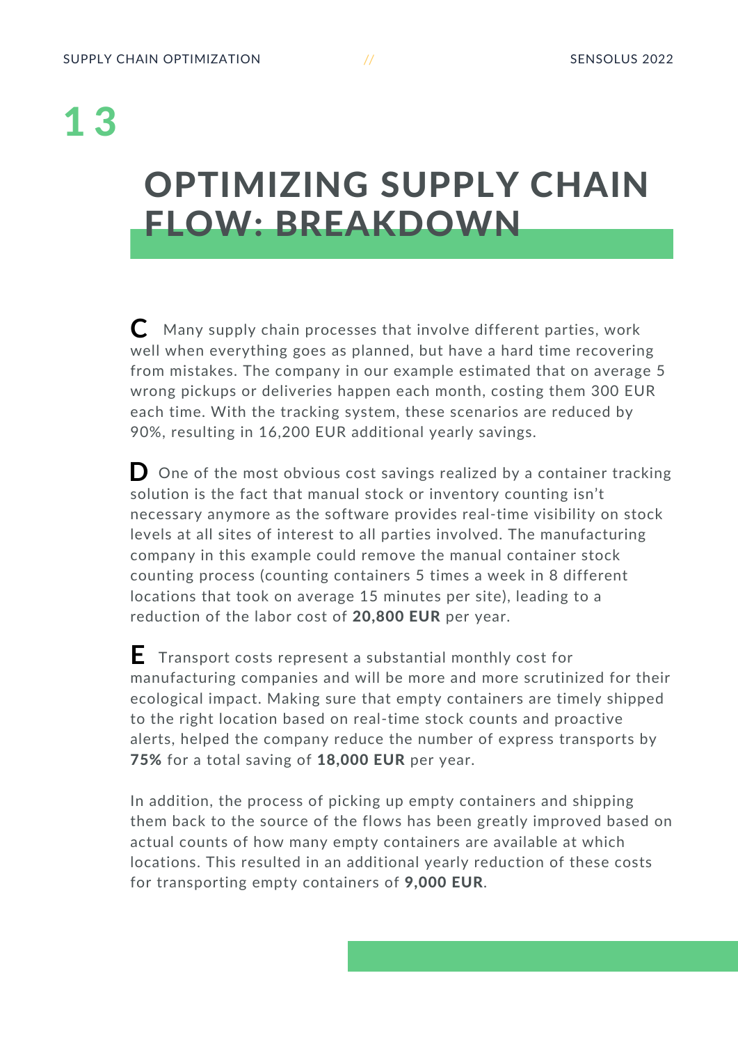# 13

## OPTIMIZING SUPPLY CHAIN FLOW: BREAKDOWN

**C** Many supply chain processes that involve different parties, work well when everything goes as planned, but have a hard time recovering from mistakes. The company in our example estimated that on average 5 wrong pickups or deliveries happen each month, costing them 300 EUR each time. With the tracking system, these scenarios are reduced by 90%, resulting in 16,200 EUR additional yearly savings.

**D** One of the most obvious cost savings realized by a container tracking solution is the fact that manual stock or inventory counting isn't necessary anymore as the software provides real-time visibility on stock levels at all sites of interest to all parties involved. The manufacturing company in this example could remove the manual container stock counting process (counting containers 5 times a week in 8 different locations that took on average 15 minutes per site), leading to a reduction of the labor cost of **20,800 EUR** per year.

**E** Transport costs represent a substantial monthly cost for manufacturing companies and will be more and more scrutinized for their ecological impact. Making sure that empty containers are timely shipped to the right location based on real-time stock counts and proactive alerts, helped the company reduce the number of express transports by **75%** for a total saving of **18,000 EUR** per year.

In addition, the process of picking up empty containers and shipping them back to the source of the flows has been greatly improved based on actual counts of how many empty containers are available at which locations. This resulted in an additional yearly reduction of these costs for transporting empty containers of **9,000 EUR**.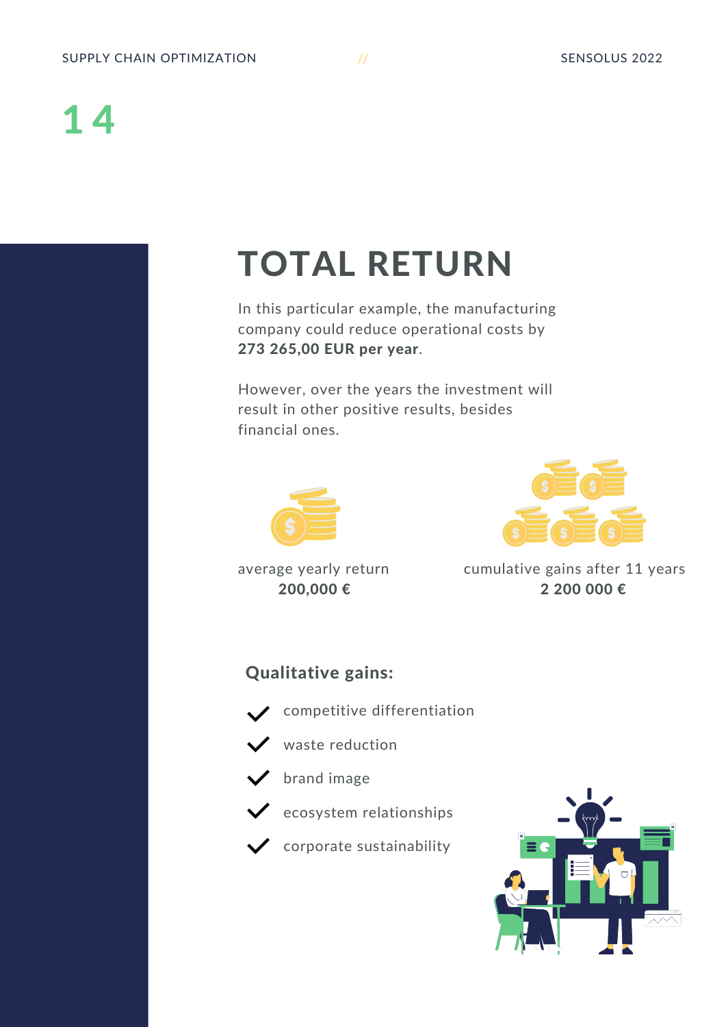# TOTAL RETURN

In this particular example, the manufacturing company could reduce operational costs by **273 265,00 EUR per year**.

However, over the years the investment will result in other positive results, besides financial ones.

average yearly return
**200,000 €**

cumulative gains after 11 years
**2 200 000 €**

### Qualitative gains:

- competitive differentiation
- waste reduction
- brand image
- ecosystem relationships
- corporate sustainability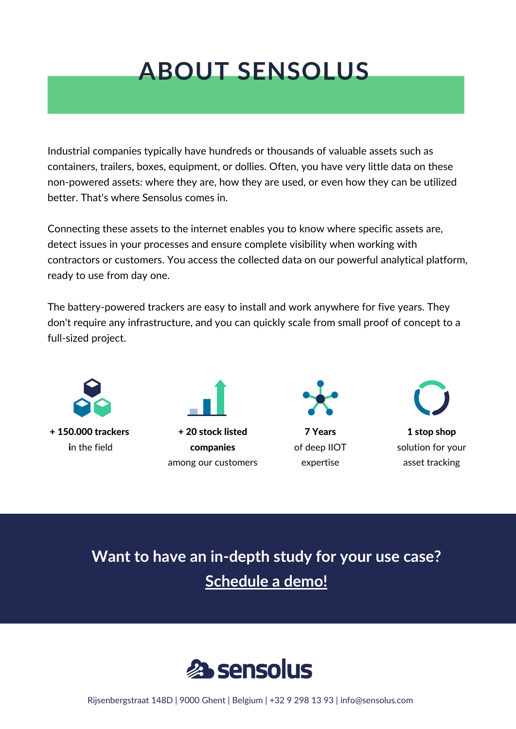# ABOUT SENSOLUS

Industrial companies typically have hundreds or thousands of valuable assets such as containers, trailers, boxes, equipment, or dollies. Often, you have very little data on these non-powered assets: where they are, how they are used, or even how they can be utilized better. That's where Sensolus comes in.

Connecting these assets to the internet enables you to know where specific assets are, detect issues in your processes and ensure complete visibility when working with contractors or customers. You access the collected data on our powerful analytical platform, ready to use from day one.

The battery-powered trackers are easy to install and work anywhere for five years. They don't require any infrastructure, and you can quickly scale from small proof of concept to a full-sized project.

**+ 150.000 trackers**
in the field

**+ 20 stock listed companies**
among our customers

**7 Years**
of deep IIOT expertise

**1 stop shop**
solution for your asset tracking

## Want to have an in-depth study for your use case?

## Schedule a demo!

sensolus

Rijsenbergstraat 148D | 9000 Ghent | Belgium | +32 9 298 13 93 | info@sensolus.com